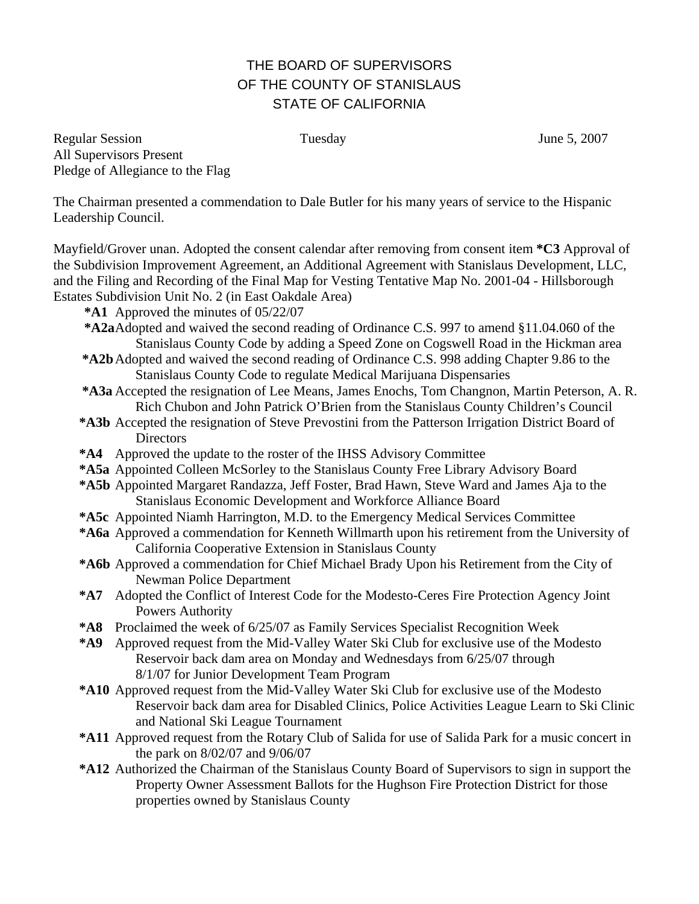# THE BOARD OF SUPERVISORS
# OF THE COUNTY OF STANISLAUS
# STATE OF CALIFORNIA

Regular Session    Tuesday    June 5, 2007

All Supervisors Present

Pledge of Allegiance to the Flag

The Chairman presented a commendation to Dale Butler for his many years of service to the Hispanic Leadership Council.

Mayfield/Grover unan. Adopted the consent calendar after removing from consent item **\*C3** Approval of the Subdivision Improvement Agreement, an Additional Agreement with Stanislaus Development, LLC, and the Filing and Recording of the Final Map for Vesting Tentative Map No. 2001-04 - Hillsborough Estates Subdivision Unit No. 2 (in East Oakdale Area)

- **\*A1** Approved the minutes of 05/22/07
- **\*A2a** Adopted and waived the second reading of Ordinance C.S. 997 to amend §11.04.060 of the Stanislaus County Code by adding a Speed Zone on Cogswell Road in the Hickman area
- **\*A2b** Adopted and waived the second reading of Ordinance C.S. 998 adding Chapter 9.86 to the Stanislaus County Code to regulate Medical Marijuana Dispensaries
- **\*A3a** Accepted the resignation of Lee Means, James Enochs, Tom Changnon, Martin Peterson, A. R. Rich Chubon and John Patrick O'Brien from the Stanislaus County Children's Council
- **\*A3b** Accepted the resignation of Steve Prevostini from the Patterson Irrigation District Board of Directors
- **\*A4** Approved the update to the roster of the IHSS Advisory Committee
- **\*A5a** Appointed Colleen McSorley to the Stanislaus County Free Library Advisory Board
- **\*A5b** Appointed Margaret Randazza, Jeff Foster, Brad Hawn, Steve Ward and James Aja to the Stanislaus Economic Development and Workforce Alliance Board
- **\*A5c** Appointed Niamh Harrington, M.D. to the Emergency Medical Services Committee
- **\*A6a** Approved a commendation for Kenneth Willmarth upon his retirement from the University of California Cooperative Extension in Stanislaus County
- **\*A6b** Approved a commendation for Chief Michael Brady Upon his Retirement from the City of Newman Police Department
- **\*A7** Adopted the Conflict of Interest Code for the Modesto-Ceres Fire Protection Agency Joint Powers Authority
- **\*A8** Proclaimed the week of 6/25/07 as Family Services Specialist Recognition Week
- **\*A9** Approved request from the Mid-Valley Water Ski Club for exclusive use of the Modesto Reservoir back dam area on Monday and Wednesdays from 6/25/07 through 8/1/07 for Junior Development Team Program
- **\*A10** Approved request from the Mid-Valley Water Ski Club for exclusive use of the Modesto Reservoir back dam area for Disabled Clinics, Police Activities League Learn to Ski Clinic and National Ski League Tournament
- **\*A11** Approved request from the Rotary Club of Salida for use of Salida Park for a music concert in the park on 8/02/07 and 9/06/07
- **\*A12** Authorized the Chairman of the Stanislaus County Board of Supervisors to sign in support the Property Owner Assessment Ballots for the Hughson Fire Protection District for those properties owned by Stanislaus County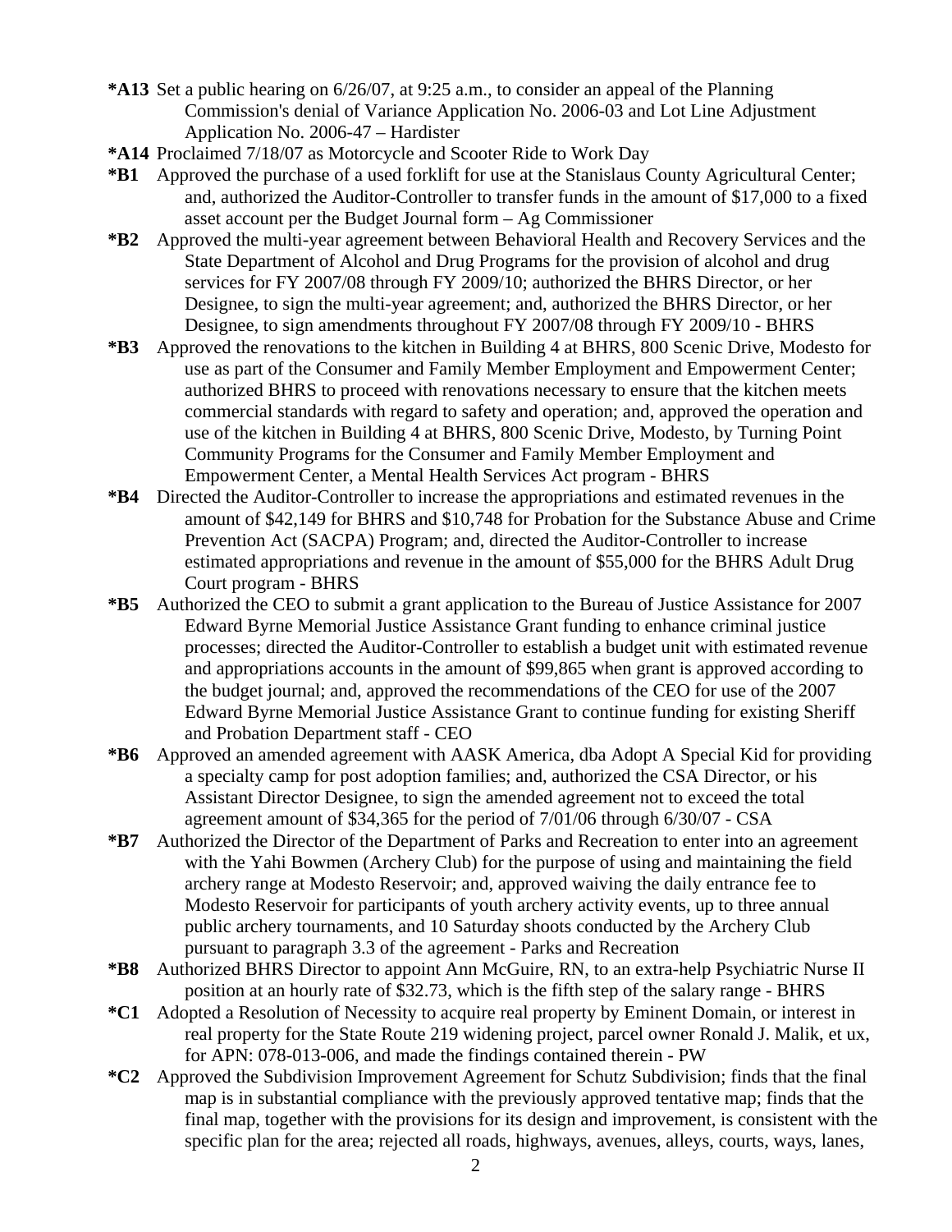**\*A13** Set a public hearing on 6/26/07, at 9:25 a.m., to consider an appeal of the Planning Commission's denial of Variance Application No. 2006-03 and Lot Line Adjustment Application No. 2006-47 – Hardister

**\*A14** Proclaimed 7/18/07 as Motorcycle and Scooter Ride to Work Day

**\*B1** Approved the purchase of a used forklift for use at the Stanislaus County Agricultural Center; and, authorized the Auditor-Controller to transfer funds in the amount of $17,000 to a fixed asset account per the Budget Journal form – Ag Commissioner

**\*B2** Approved the multi-year agreement between Behavioral Health and Recovery Services and the State Department of Alcohol and Drug Programs for the provision of alcohol and drug services for FY 2007/08 through FY 2009/10; authorized the BHRS Director, or her Designee, to sign the multi-year agreement; and, authorized the BHRS Director, or her Designee, to sign amendments throughout FY 2007/08 through FY 2009/10 - BHRS

**\*B3** Approved the renovations to the kitchen in Building 4 at BHRS, 800 Scenic Drive, Modesto for use as part of the Consumer and Family Member Employment and Empowerment Center; authorized BHRS to proceed with renovations necessary to ensure that the kitchen meets commercial standards with regard to safety and operation; and, approved the operation and use of the kitchen in Building 4 at BHRS, 800 Scenic Drive, Modesto, by Turning Point Community Programs for the Consumer and Family Member Employment and Empowerment Center, a Mental Health Services Act program - BHRS

**\*B4** Directed the Auditor-Controller to increase the appropriations and estimated revenues in the amount of $42,149 for BHRS and $10,748 for Probation for the Substance Abuse and Crime Prevention Act (SACPA) Program; and, directed the Auditor-Controller to increase estimated appropriations and revenue in the amount of $55,000 for the BHRS Adult Drug Court program - BHRS

**\*B5** Authorized the CEO to submit a grant application to the Bureau of Justice Assistance for 2007 Edward Byrne Memorial Justice Assistance Grant funding to enhance criminal justice processes; directed the Auditor-Controller to establish a budget unit with estimated revenue and appropriations accounts in the amount of $99,865 when grant is approved according to the budget journal; and, approved the recommendations of the CEO for use of the 2007 Edward Byrne Memorial Justice Assistance Grant to continue funding for existing Sheriff and Probation Department staff - CEO

**\*B6** Approved an amended agreement with AASK America, dba Adopt A Special Kid for providing a specialty camp for post adoption families; and, authorized the CSA Director, or his Assistant Director Designee, to sign the amended agreement not to exceed the total agreement amount of $34,365 for the period of 7/01/06 through 6/30/07 - CSA

**\*B7** Authorized the Director of the Department of Parks and Recreation to enter into an agreement with the Yahi Bowmen (Archery Club) for the purpose of using and maintaining the field archery range at Modesto Reservoir; and, approved waiving the daily entrance fee to Modesto Reservoir for participants of youth archery activity events, up to three annual public archery tournaments, and 10 Saturday shoots conducted by the Archery Club pursuant to paragraph 3.3 of the agreement - Parks and Recreation

**\*B8** Authorized BHRS Director to appoint Ann McGuire, RN, to an extra-help Psychiatric Nurse II position at an hourly rate of $32.73, which is the fifth step of the salary range - BHRS

**\*C1** Adopted a Resolution of Necessity to acquire real property by Eminent Domain, or interest in real property for the State Route 219 widening project, parcel owner Ronald J. Malik, et ux, for APN: 078-013-006, and made the findings contained therein - PW

**\*C2** Approved the Subdivision Improvement Agreement for Schutz Subdivision; finds that the final map is in substantial compliance with the previously approved tentative map; finds that the final map, together with the provisions for its design and improvement, is consistent with the specific plan for the area; rejected all roads, highways, avenues, alleys, courts, ways, lanes,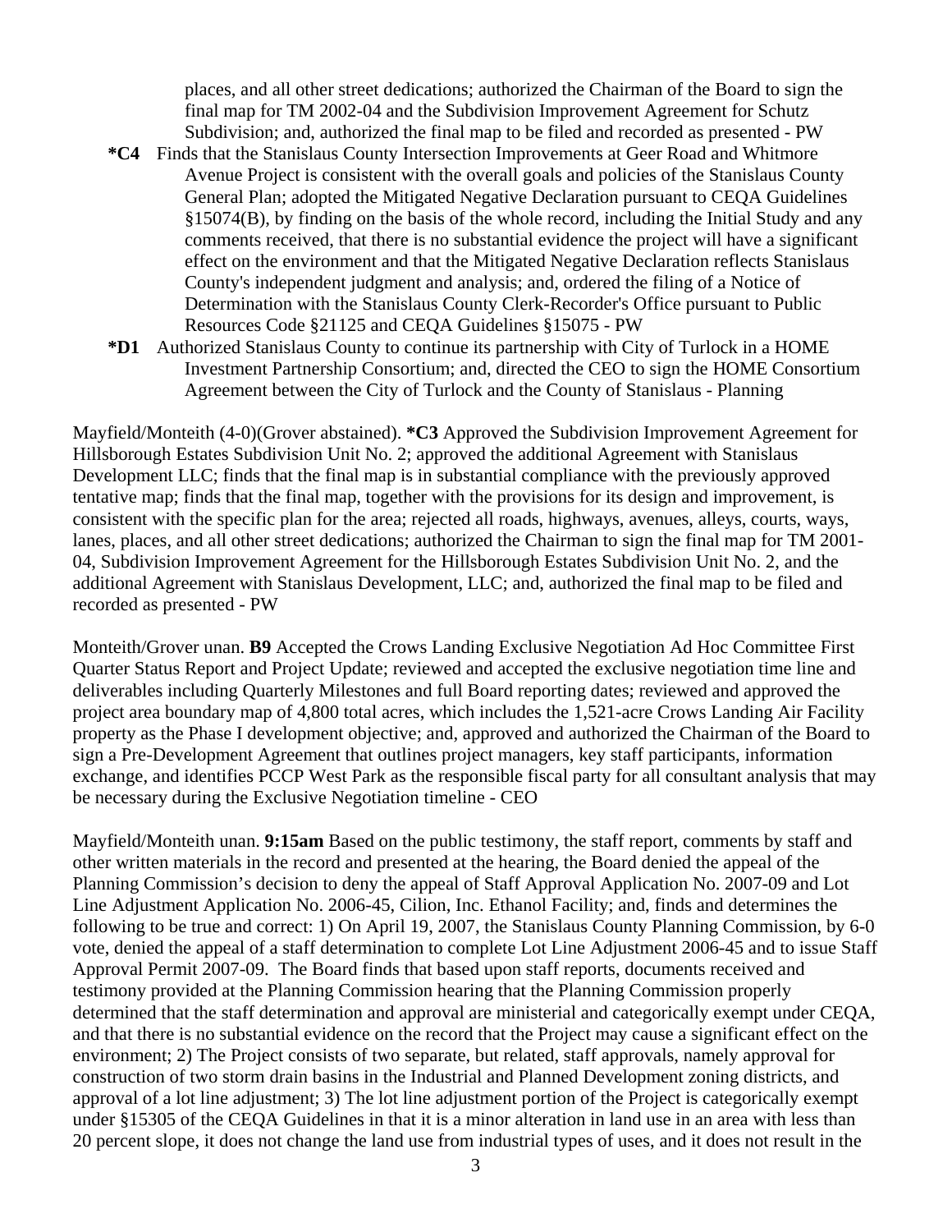places, and all other street dedications; authorized the Chairman of the Board to sign the final map for TM 2002-04 and the Subdivision Improvement Agreement for Schutz Subdivision; and, authorized the final map to be filed and recorded as presented - PW

**\*C4** Finds that the Stanislaus County Intersection Improvements at Geer Road and Whitmore Avenue Project is consistent with the overall goals and policies of the Stanislaus County General Plan; adopted the Mitigated Negative Declaration pursuant to CEQA Guidelines §15074(B), by finding on the basis of the whole record, including the Initial Study and any comments received, that there is no substantial evidence the project will have a significant effect on the environment and that the Mitigated Negative Declaration reflects Stanislaus County's independent judgment and analysis; and, ordered the filing of a Notice of Determination with the Stanislaus County Clerk-Recorder's Office pursuant to Public Resources Code §21125 and CEQA Guidelines §15075 - PW

**\*D1** Authorized Stanislaus County to continue its partnership with City of Turlock in a HOME Investment Partnership Consortium; and, directed the CEO to sign the HOME Consortium Agreement between the City of Turlock and the County of Stanislaus - Planning

Mayfield/Monteith (4-0)(Grover abstained). **\*C3** Approved the Subdivision Improvement Agreement for Hillsborough Estates Subdivision Unit No. 2; approved the additional Agreement with Stanislaus Development LLC; finds that the final map is in substantial compliance with the previously approved tentative map; finds that the final map, together with the provisions for its design and improvement, is consistent with the specific plan for the area; rejected all roads, highways, avenues, alleys, courts, ways, lanes, places, and all other street dedications; authorized the Chairman to sign the final map for TM 2001-04, Subdivision Improvement Agreement for the Hillsborough Estates Subdivision Unit No. 2, and the additional Agreement with Stanislaus Development, LLC; and, authorized the final map to be filed and recorded as presented - PW

Monteith/Grover unan. **B9** Accepted the Crows Landing Exclusive Negotiation Ad Hoc Committee First Quarter Status Report and Project Update; reviewed and accepted the exclusive negotiation time line and deliverables including Quarterly Milestones and full Board reporting dates; reviewed and approved the project area boundary map of 4,800 total acres, which includes the 1,521-acre Crows Landing Air Facility property as the Phase I development objective; and, approved and authorized the Chairman of the Board to sign a Pre-Development Agreement that outlines project managers, key staff participants, information exchange, and identifies PCCP West Park as the responsible fiscal party for all consultant analysis that may be necessary during the Exclusive Negotiation timeline - CEO

Mayfield/Monteith unan. **9:15am** Based on the public testimony, the staff report, comments by staff and other written materials in the record and presented at the hearing, the Board denied the appeal of the Planning Commission's decision to deny the appeal of Staff Approval Application No. 2007-09 and Lot Line Adjustment Application No. 2006-45, Cilion, Inc. Ethanol Facility; and, finds and determines the following to be true and correct: 1) On April 19, 2007, the Stanislaus County Planning Commission, by 6-0 vote, denied the appeal of a staff determination to complete Lot Line Adjustment 2006-45 and to issue Staff Approval Permit 2007-09. The Board finds that based upon staff reports, documents received and testimony provided at the Planning Commission hearing that the Planning Commission properly determined that the staff determination and approval are ministerial and categorically exempt under CEQA, and that there is no substantial evidence on the record that the Project may cause a significant effect on the environment; 2) The Project consists of two separate, but related, staff approvals, namely approval for construction of two storm drain basins in the Industrial and Planned Development zoning districts, and approval of a lot line adjustment; 3) The lot line adjustment portion of the Project is categorically exempt under §15305 of the CEQA Guidelines in that it is a minor alteration in land use in an area with less than 20 percent slope, it does not change the land use from industrial types of uses, and it does not result in the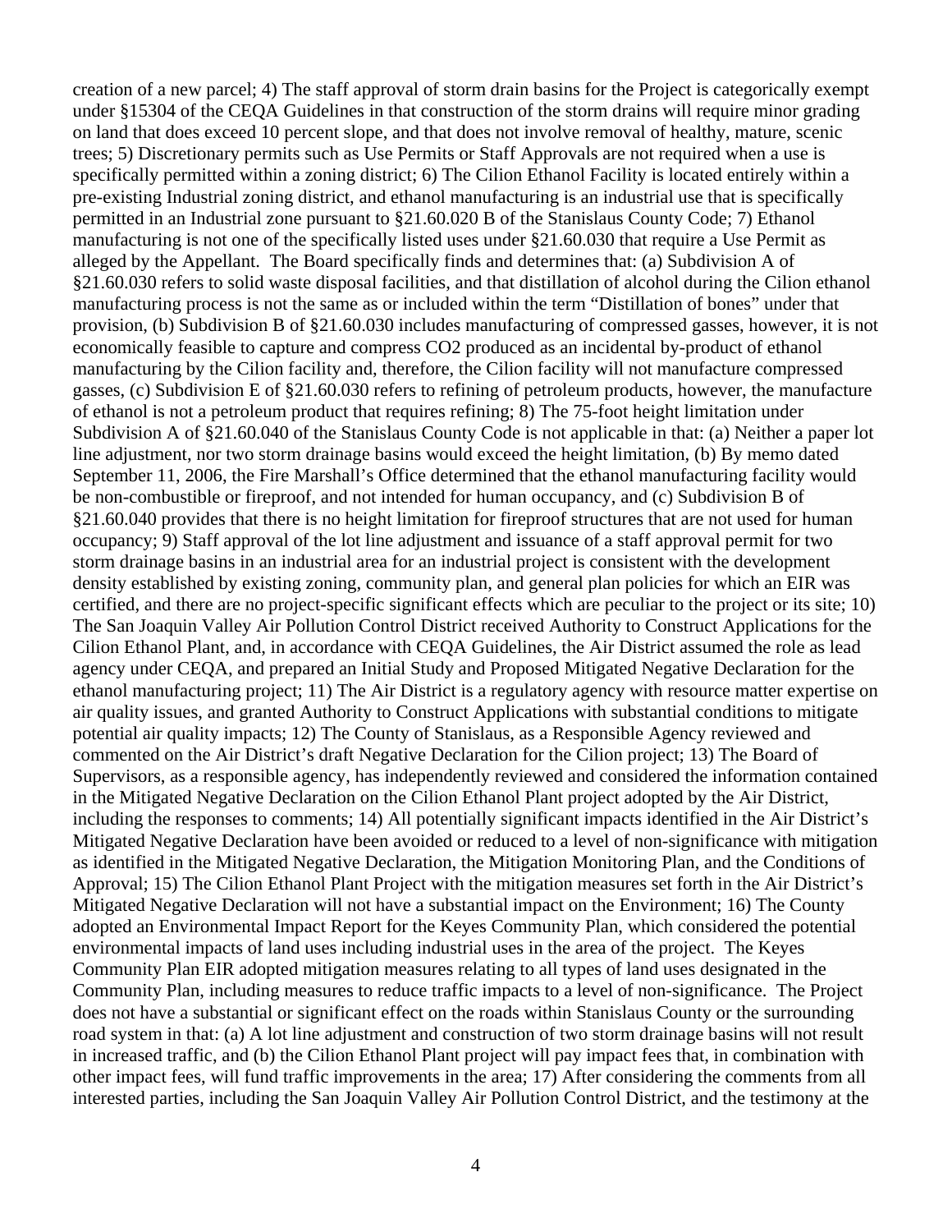creation of a new parcel; 4) The staff approval of storm drain basins for the Project is categorically exempt under §15304 of the CEQA Guidelines in that construction of the storm drains will require minor grading on land that does exceed 10 percent slope, and that does not involve removal of healthy, mature, scenic trees; 5) Discretionary permits such as Use Permits or Staff Approvals are not required when a use is specifically permitted within a zoning district; 6) The Cilion Ethanol Facility is located entirely within a pre-existing Industrial zoning district, and ethanol manufacturing is an industrial use that is specifically permitted in an Industrial zone pursuant to §21.60.020 B of the Stanislaus County Code; 7) Ethanol manufacturing is not one of the specifically listed uses under §21.60.030 that require a Use Permit as alleged by the Appellant. The Board specifically finds and determines that: (a) Subdivision A of §21.60.030 refers to solid waste disposal facilities, and that distillation of alcohol during the Cilion ethanol manufacturing process is not the same as or included within the term "Distillation of bones" under that provision, (b) Subdivision B of §21.60.030 includes manufacturing of compressed gasses, however, it is not economically feasible to capture and compress CO2 produced as an incidental by-product of ethanol manufacturing by the Cilion facility and, therefore, the Cilion facility will not manufacture compressed gasses, (c) Subdivision E of §21.60.030 refers to refining of petroleum products, however, the manufacture of ethanol is not a petroleum product that requires refining; 8) The 75-foot height limitation under Subdivision A of §21.60.040 of the Stanislaus County Code is not applicable in that: (a) Neither a paper lot line adjustment, nor two storm drainage basins would exceed the height limitation, (b) By memo dated September 11, 2006, the Fire Marshall's Office determined that the ethanol manufacturing facility would be non-combustible or fireproof, and not intended for human occupancy, and (c) Subdivision B of §21.60.040 provides that there is no height limitation for fireproof structures that are not used for human occupancy; 9) Staff approval of the lot line adjustment and issuance of a staff approval permit for two storm drainage basins in an industrial area for an industrial project is consistent with the development density established by existing zoning, community plan, and general plan policies for which an EIR was certified, and there are no project-specific significant effects which are peculiar to the project or its site; 10) The San Joaquin Valley Air Pollution Control District received Authority to Construct Applications for the Cilion Ethanol Plant, and, in accordance with CEQA Guidelines, the Air District assumed the role as lead agency under CEQA, and prepared an Initial Study and Proposed Mitigated Negative Declaration for the ethanol manufacturing project; 11) The Air District is a regulatory agency with resource matter expertise on air quality issues, and granted Authority to Construct Applications with substantial conditions to mitigate potential air quality impacts; 12) The County of Stanislaus, as a Responsible Agency reviewed and commented on the Air District's draft Negative Declaration for the Cilion project; 13) The Board of Supervisors, as a responsible agency, has independently reviewed and considered the information contained in the Mitigated Negative Declaration on the Cilion Ethanol Plant project adopted by the Air District, including the responses to comments; 14) All potentially significant impacts identified in the Air District's Mitigated Negative Declaration have been avoided or reduced to a level of non-significance with mitigation as identified in the Mitigated Negative Declaration, the Mitigation Monitoring Plan, and the Conditions of Approval; 15) The Cilion Ethanol Plant Project with the mitigation measures set forth in the Air District's Mitigated Negative Declaration will not have a substantial impact on the Environment; 16) The County adopted an Environmental Impact Report for the Keyes Community Plan, which considered the potential environmental impacts of land uses including industrial uses in the area of the project. The Keyes Community Plan EIR adopted mitigation measures relating to all types of land uses designated in the Community Plan, including measures to reduce traffic impacts to a level of non-significance. The Project does not have a substantial or significant effect on the roads within Stanislaus County or the surrounding road system in that: (a) A lot line adjustment and construction of two storm drainage basins will not result in increased traffic, and (b) the Cilion Ethanol Plant project will pay impact fees that, in combination with other impact fees, will fund traffic improvements in the area; 17) After considering the comments from all interested parties, including the San Joaquin Valley Air Pollution Control District, and the testimony at the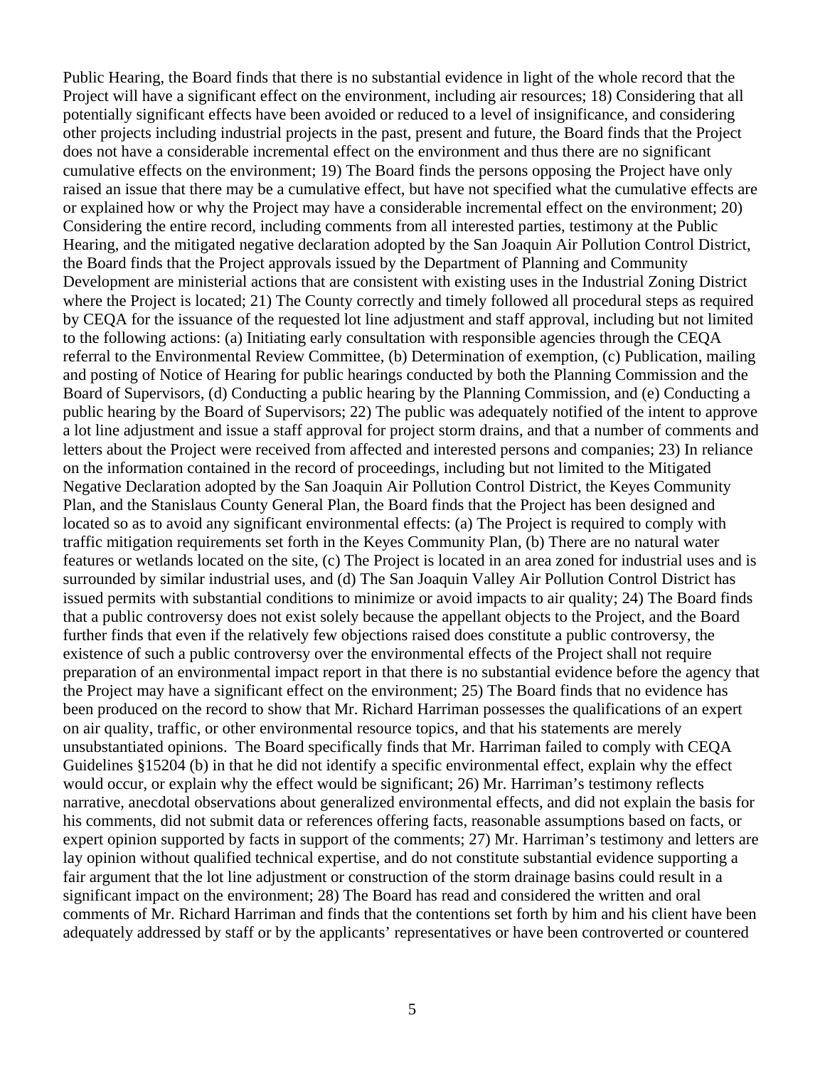Public Hearing, the Board finds that there is no substantial evidence in light of the whole record that the Project will have a significant effect on the environment, including air resources; 18) Considering that all potentially significant effects have been avoided or reduced to a level of insignificance, and considering other projects including industrial projects in the past, present and future, the Board finds that the Project does not have a considerable incremental effect on the environment and thus there are no significant cumulative effects on the environment; 19) The Board finds the persons opposing the Project have only raised an issue that there may be a cumulative effect, but have not specified what the cumulative effects are or explained how or why the Project may have a considerable incremental effect on the environment; 20) Considering the entire record, including comments from all interested parties, testimony at the Public Hearing, and the mitigated negative declaration adopted by the San Joaquin Air Pollution Control District, the Board finds that the Project approvals issued by the Department of Planning and Community Development are ministerial actions that are consistent with existing uses in the Industrial Zoning District where the Project is located; 21) The County correctly and timely followed all procedural steps as required by CEQA for the issuance of the requested lot line adjustment and staff approval, including but not limited to the following actions: (a) Initiating early consultation with responsible agencies through the CEQA referral to the Environmental Review Committee, (b) Determination of exemption, (c) Publication, mailing and posting of Notice of Hearing for public hearings conducted by both the Planning Commission and the Board of Supervisors, (d) Conducting a public hearing by the Planning Commission, and (e) Conducting a public hearing by the Board of Supervisors; 22) The public was adequately notified of the intent to approve a lot line adjustment and issue a staff approval for project storm drains, and that a number of comments and letters about the Project were received from affected and interested persons and companies; 23) In reliance on the information contained in the record of proceedings, including but not limited to the Mitigated Negative Declaration adopted by the San Joaquin Air Pollution Control District, the Keyes Community Plan, and the Stanislaus County General Plan, the Board finds that the Project has been designed and located so as to avoid any significant environmental effects: (a) The Project is required to comply with traffic mitigation requirements set forth in the Keyes Community Plan, (b) There are no natural water features or wetlands located on the site, (c) The Project is located in an area zoned for industrial uses and is surrounded by similar industrial uses, and (d) The San Joaquin Valley Air Pollution Control District has issued permits with substantial conditions to minimize or avoid impacts to air quality; 24) The Board finds that a public controversy does not exist solely because the appellant objects to the Project, and the Board further finds that even if the relatively few objections raised does constitute a public controversy, the existence of such a public controversy over the environmental effects of the Project shall not require preparation of an environmental impact report in that there is no substantial evidence before the agency that the Project may have a significant effect on the environment; 25) The Board finds that no evidence has been produced on the record to show that Mr. Richard Harriman possesses the qualifications of an expert on air quality, traffic, or other environmental resource topics, and that his statements are merely unsubstantiated opinions. The Board specifically finds that Mr. Harriman failed to comply with CEQA Guidelines §15204 (b) in that he did not identify a specific environmental effect, explain why the effect would occur, or explain why the effect would be significant; 26) Mr. Harriman's testimony reflects narrative, anecdotal observations about generalized environmental effects, and did not explain the basis for his comments, did not submit data or references offering facts, reasonable assumptions based on facts, or expert opinion supported by facts in support of the comments; 27) Mr. Harriman's testimony and letters are lay opinion without qualified technical expertise, and do not constitute substantial evidence supporting a fair argument that the lot line adjustment or construction of the storm drainage basins could result in a significant impact on the environment; 28) The Board has read and considered the written and oral comments of Mr. Richard Harriman and finds that the contentions set forth by him and his client have been adequately addressed by staff or by the applicants' representatives or have been controverted or countered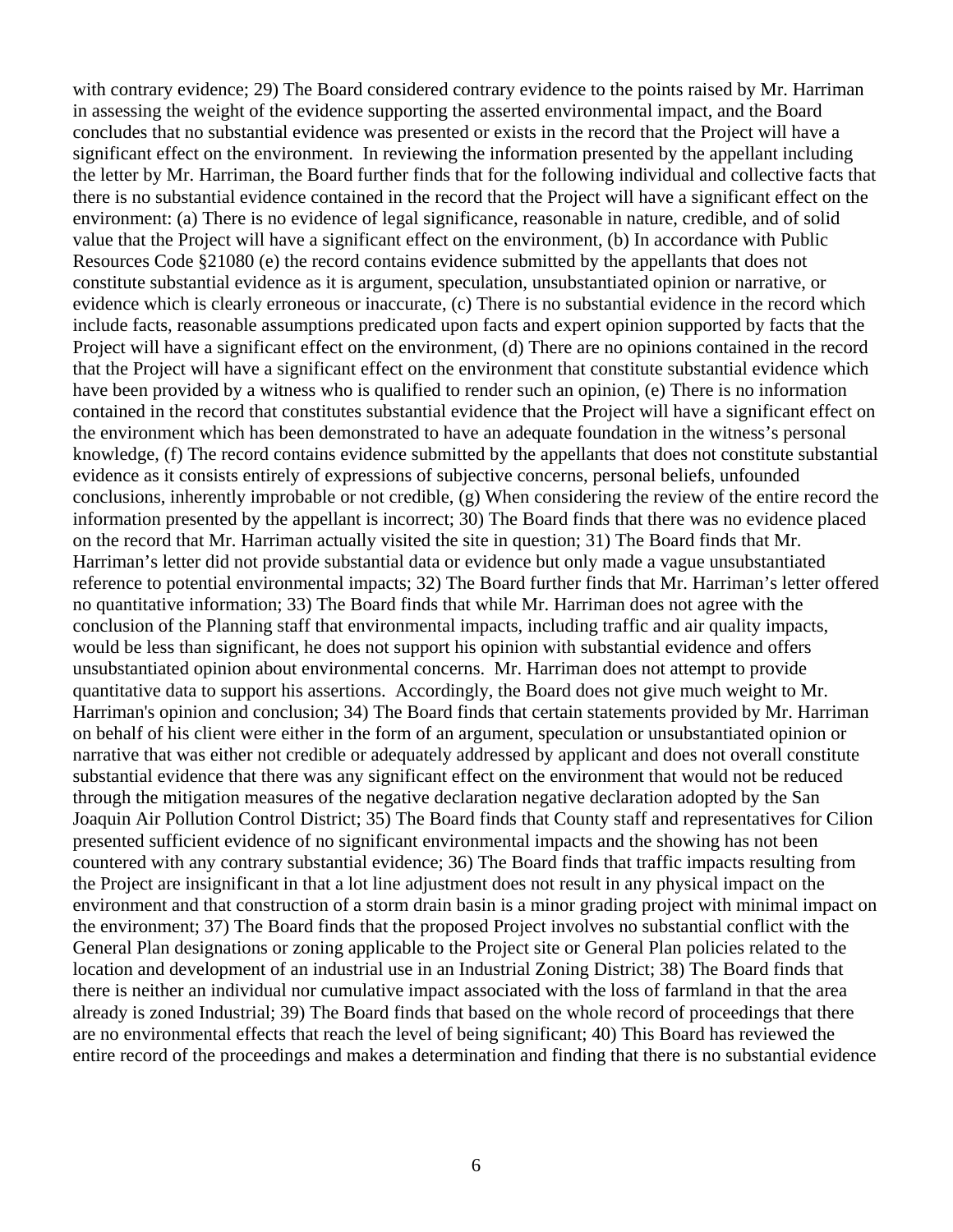with contrary evidence; 29) The Board considered contrary evidence to the points raised by Mr. Harriman in assessing the weight of the evidence supporting the asserted environmental impact, and the Board concludes that no substantial evidence was presented or exists in the record that the Project will have a significant effect on the environment. In reviewing the information presented by the appellant including the letter by Mr. Harriman, the Board further finds that for the following individual and collective facts that there is no substantial evidence contained in the record that the Project will have a significant effect on the environment: (a) There is no evidence of legal significance, reasonable in nature, credible, and of solid value that the Project will have a significant effect on the environment, (b) In accordance with Public Resources Code §21080 (e) the record contains evidence submitted by the appellants that does not constitute substantial evidence as it is argument, speculation, unsubstantiated opinion or narrative, or evidence which is clearly erroneous or inaccurate, (c) There is no substantial evidence in the record which include facts, reasonable assumptions predicated upon facts and expert opinion supported by facts that the Project will have a significant effect on the environment, (d) There are no opinions contained in the record that the Project will have a significant effect on the environment that constitute substantial evidence which have been provided by a witness who is qualified to render such an opinion, (e) There is no information contained in the record that constitutes substantial evidence that the Project will have a significant effect on the environment which has been demonstrated to have an adequate foundation in the witness's personal knowledge, (f) The record contains evidence submitted by the appellants that does not constitute substantial evidence as it consists entirely of expressions of subjective concerns, personal beliefs, unfounded conclusions, inherently improbable or not credible, (g) When considering the review of the entire record the information presented by the appellant is incorrect; 30) The Board finds that there was no evidence placed on the record that Mr. Harriman actually visited the site in question; 31) The Board finds that Mr. Harriman's letter did not provide substantial data or evidence but only made a vague unsubstantiated reference to potential environmental impacts; 32) The Board further finds that Mr. Harriman's letter offered no quantitative information; 33) The Board finds that while Mr. Harriman does not agree with the conclusion of the Planning staff that environmental impacts, including traffic and air quality impacts, would be less than significant, he does not support his opinion with substantial evidence and offers unsubstantiated opinion about environmental concerns. Mr. Harriman does not attempt to provide quantitative data to support his assertions. Accordingly, the Board does not give much weight to Mr. Harriman's opinion and conclusion; 34) The Board finds that certain statements provided by Mr. Harriman on behalf of his client were either in the form of an argument, speculation or unsubstantiated opinion or narrative that was either not credible or adequately addressed by applicant and does not overall constitute substantial evidence that there was any significant effect on the environment that would not be reduced through the mitigation measures of the negative declaration negative declaration adopted by the San Joaquin Air Pollution Control District; 35) The Board finds that County staff and representatives for Cilion presented sufficient evidence of no significant environmental impacts and the showing has not been countered with any contrary substantial evidence; 36) The Board finds that traffic impacts resulting from the Project are insignificant in that a lot line adjustment does not result in any physical impact on the environment and that construction of a storm drain basin is a minor grading project with minimal impact on the environment; 37) The Board finds that the proposed Project involves no substantial conflict with the General Plan designations or zoning applicable to the Project site or General Plan policies related to the location and development of an industrial use in an Industrial Zoning District; 38) The Board finds that there is neither an individual nor cumulative impact associated with the loss of farmland in that the area already is zoned Industrial; 39) The Board finds that based on the whole record of proceedings that there are no environmental effects that reach the level of being significant; 40) This Board has reviewed the entire record of the proceedings and makes a determination and finding that there is no substantial evidence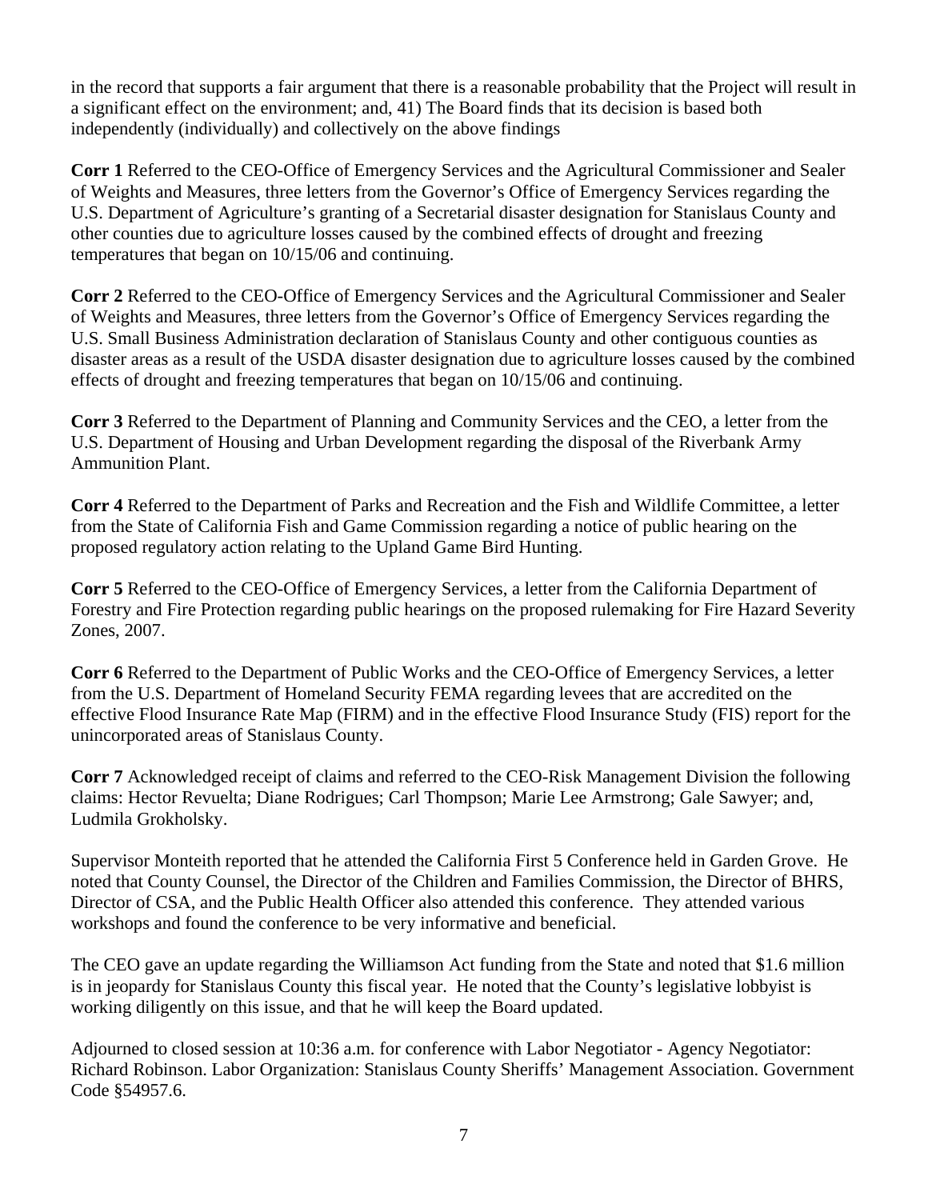in the record that supports a fair argument that there is a reasonable probability that the Project will result in a significant effect on the environment; and, 41) The Board finds that its decision is based both independently (individually) and collectively on the above findings

**Corr 1** Referred to the CEO-Office of Emergency Services and the Agricultural Commissioner and Sealer of Weights and Measures, three letters from the Governor's Office of Emergency Services regarding the U.S. Department of Agriculture's granting of a Secretarial disaster designation for Stanislaus County and other counties due to agriculture losses caused by the combined effects of drought and freezing temperatures that began on 10/15/06 and continuing.

**Corr 2** Referred to the CEO-Office of Emergency Services and the Agricultural Commissioner and Sealer of Weights and Measures, three letters from the Governor's Office of Emergency Services regarding the U.S. Small Business Administration declaration of Stanislaus County and other contiguous counties as disaster areas as a result of the USDA disaster designation due to agriculture losses caused by the combined effects of drought and freezing temperatures that began on 10/15/06 and continuing.

**Corr 3** Referred to the Department of Planning and Community Services and the CEO, a letter from the U.S. Department of Housing and Urban Development regarding the disposal of the Riverbank Army Ammunition Plant.

**Corr 4** Referred to the Department of Parks and Recreation and the Fish and Wildlife Committee, a letter from the State of California Fish and Game Commission regarding a notice of public hearing on the proposed regulatory action relating to the Upland Game Bird Hunting.

**Corr 5** Referred to the CEO-Office of Emergency Services, a letter from the California Department of Forestry and Fire Protection regarding public hearings on the proposed rulemaking for Fire Hazard Severity Zones, 2007.

**Corr 6** Referred to the Department of Public Works and the CEO-Office of Emergency Services, a letter from the U.S. Department of Homeland Security FEMA regarding levees that are accredited on the effective Flood Insurance Rate Map (FIRM) and in the effective Flood Insurance Study (FIS) report for the unincorporated areas of Stanislaus County.

**Corr 7** Acknowledged receipt of claims and referred to the CEO-Risk Management Division the following claims: Hector Revuelta; Diane Rodrigues; Carl Thompson; Marie Lee Armstrong; Gale Sawyer; and, Ludmila Grokholsky.

Supervisor Monteith reported that he attended the California First 5 Conference held in Garden Grove. He noted that County Counsel, the Director of the Children and Families Commission, the Director of BHRS, Director of CSA, and the Public Health Officer also attended this conference. They attended various workshops and found the conference to be very informative and beneficial.

The CEO gave an update regarding the Williamson Act funding from the State and noted that $1.6 million is in jeopardy for Stanislaus County this fiscal year. He noted that the County's legislative lobbyist is working diligently on this issue, and that he will keep the Board updated.

Adjourned to closed session at 10:36 a.m. for conference with Labor Negotiator - Agency Negotiator: Richard Robinson. Labor Organization: Stanislaus County Sheriffs' Management Association. Government Code §54957.6.